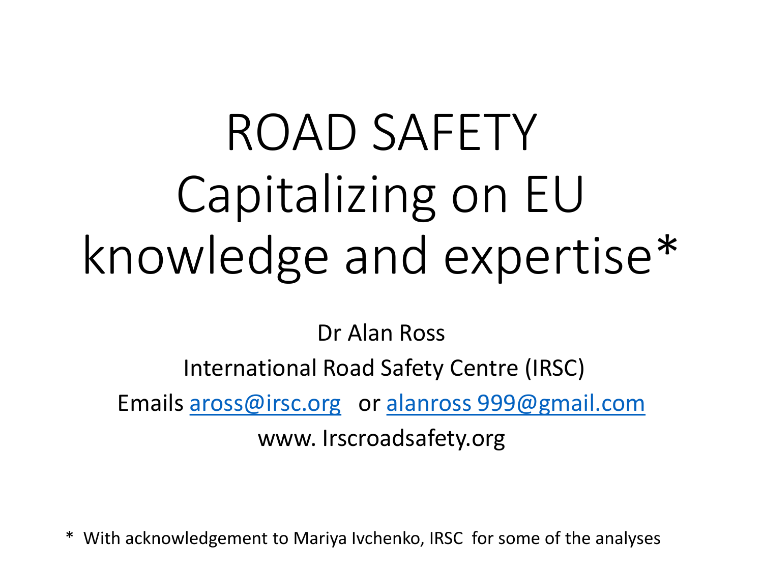# ROAD SAFETY Capitalizing on EU knowledge and expertise*

Dr Alan Ross

International Road Safety Centre (IRSC)

Emails aross@irsc.org or alanross 999@gmail.com

www. Irscroadsafety.org

* With acknowledgement to Mariya Ivchenko, IRSC for some of the analyses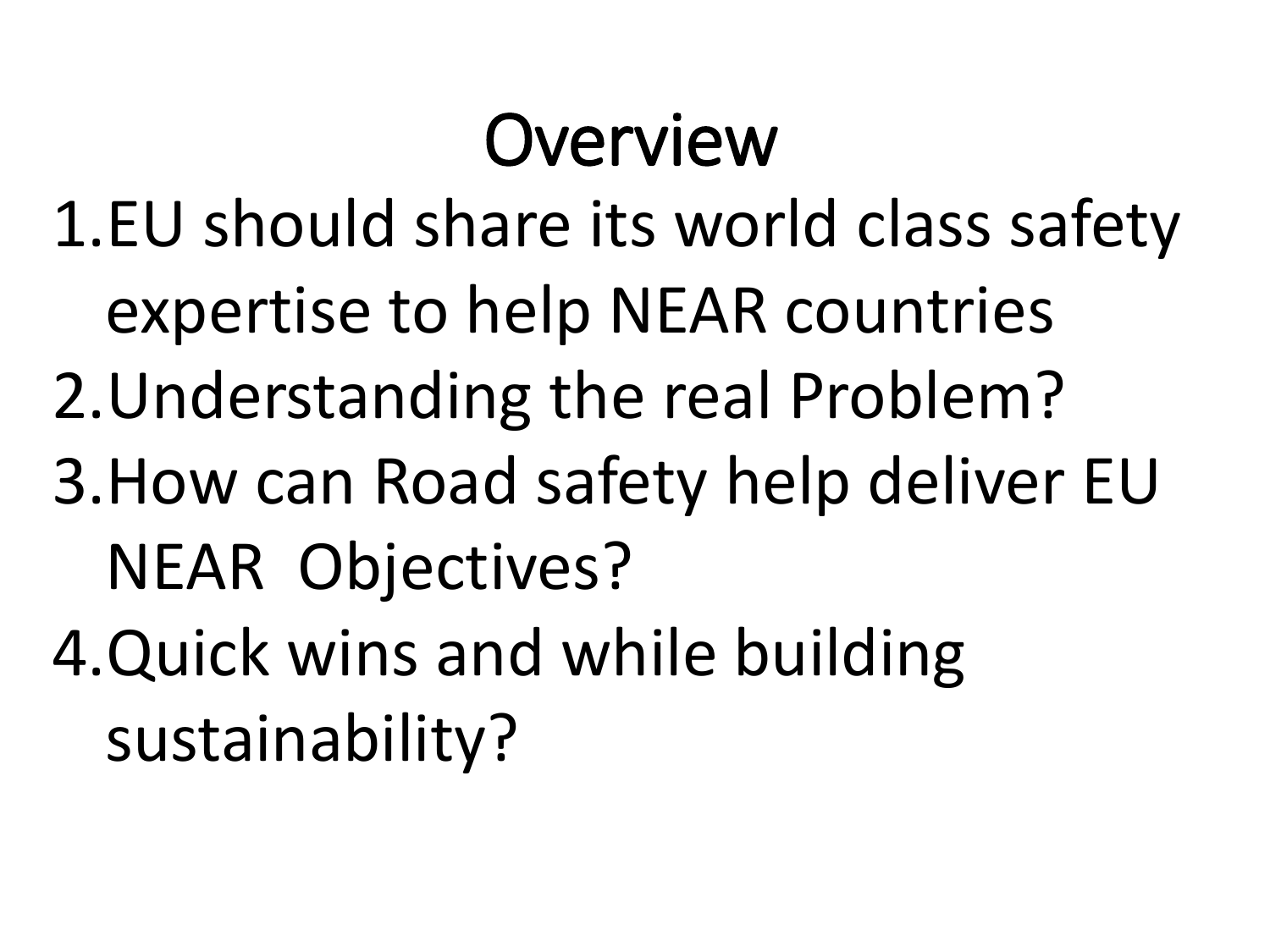# Overview

1. EU should share its world class safety expertise to help NEAR countries
2. Understanding the real Problem?
3. How can Road safety help deliver EU NEAR  Objectives?
4. Quick wins and while building sustainability?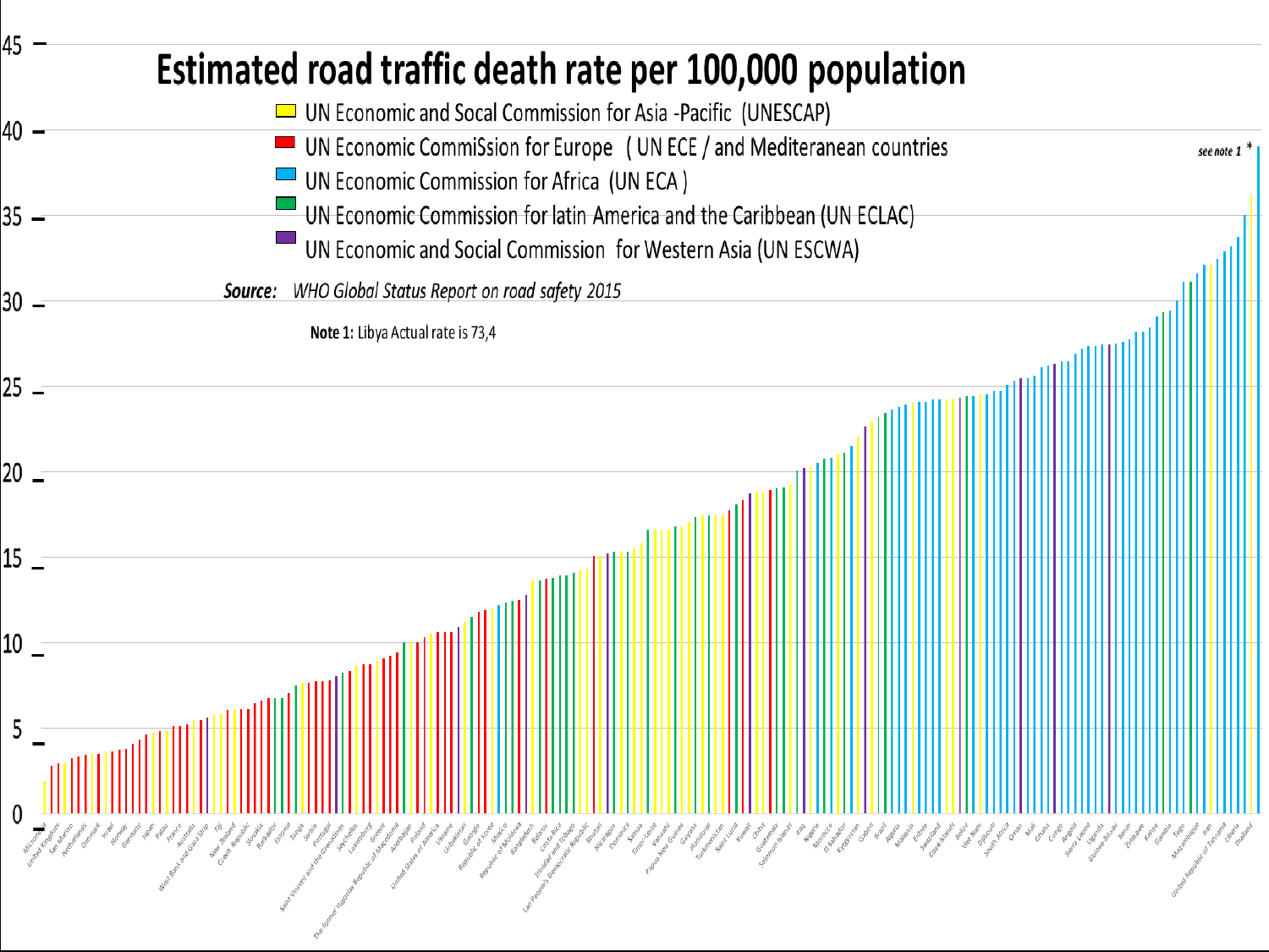# Estimated road traffic death rate per 100,000 population

- UN Economic and Socal Commission for Asia -Pacific (UNESCAP)
- UN Economic CommiSsion for Europe ( UN ECE / and Mediteranean countries
- UN Economic Commission for Africa (UN ECA )
- UN Economic Commission for latin America and the Caribbean (UN ECLAC)
- UN Economic and Social Commission for Western Asia (UN ESCWA)

**Source:** *WHO Global Status Report on road safety 2015*

**Note 1:** Libya Actual rate is 73,4

*see note 1* *

Y-axis: 0, 5, 10, 15, 20, 25, 30, 35, 40, 45

Countries (x-axis, in order of labels shown): Micronesia, United Kingdom, San Marino, Netherlands, Denmark, Israel, Norway, Germany, Japan, Palau, France, Australia, West Bank and Gaza Strip, Fiji, New Zealand, Czech Republic, Slovakia, Barbados, Estonia, Tonga, Serbia, Portugal, Saint Vincent and the Grenadines, Seychelles, Luxembourg, Greece, The former Yugoslav Republic of Macedonia, Azerbaijan, Poland, United States of America, Ukraine, Uzbekistan, Georgia, Republic of Korea, Mexico, Republic of Moldova, Bangladesh, Belarus, Costa Rica, Trinidad and Tobago, Lao People's Democratic Republic, Bhutan, Nicaragua, Dominica, Samoa, Timor-Leste, Vanuatu, Papua New Guinea, Guyana, Honduras, Turkmenistan, Saint Lucia, Kuwait, China, Guatemala, Solomon Islands, Iraq, Nigeria, Morocco, El Salvador, Kyrgyzstan, Gabon, Brazil, Algeria, Malaysia, Eritrea, Swaziland, Cook Islands, Belize, Viet Nam, Djibouti, South Africa, Oman, Mali, Ghana, Congo, Angola, Sierra Leone, Uganda, Guinea-Bissau, Benin, Zimbabwe, Kenya, Gambia, Togo, Mozambique, Iran, United Republic of Tanzania, Liberia, Thailand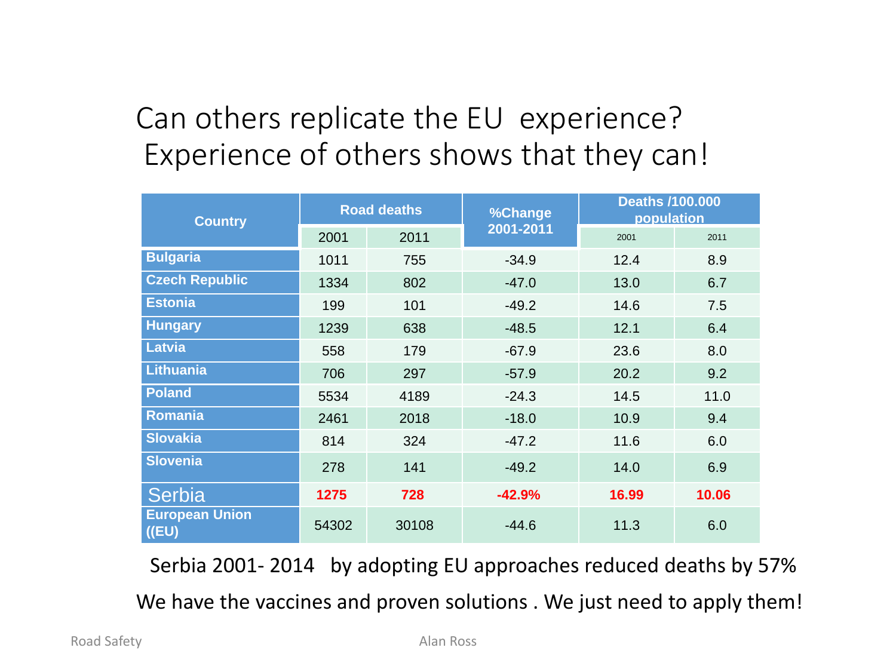# Can others replicate the EU experience? Experience of others shows that they can!

| Country | Road deaths | | %Change 2001-2011 | Deaths /100.000 population | |
|---|---|---|---|---|---|
| | 2001 | 2011 | | 2001 | 2011 |
| **Bulgaria** | 1011 | 755 | -34.9 | 12.4 | 8.9 |
| **Czech Republic** | 1334 | 802 | -47.0 | 13.0 | 6.7 |
| **Estonia** | 199 | 101 | -49.2 | 14.6 | 7.5 |
| **Hungary** | 1239 | 638 | -48.5 | 12.1 | 6.4 |
| **Latvia** | 558 | 179 | -67.9 | 23.6 | 8.0 |
| **Lithuania** | 706 | 297 | -57.9 | 20.2 | 9.2 |
| **Poland** | 5534 | 4189 | -24.3 | 14.5 | 11.0 |
| **Romania** | 2461 | 2018 | -18.0 | 10.9 | 9.4 |
| **Slovakia** | 814 | 324 | -47.2 | 11.6 | 6.0 |
| **Slovenia** | 278 | 141 | -49.2 | 14.0 | 6.9 |
| Serbia | **1275** | **728** | **-42.9%** | **16.99** | **10.06** |
| **European Union ((EU)** | 54302 | 30108 | -44.6 | 11.3 | 6.0 |

Serbia 2001- 2014 by adopting EU approaches reduced deaths by 57%

We have the vaccines and proven solutions . We just need to apply them!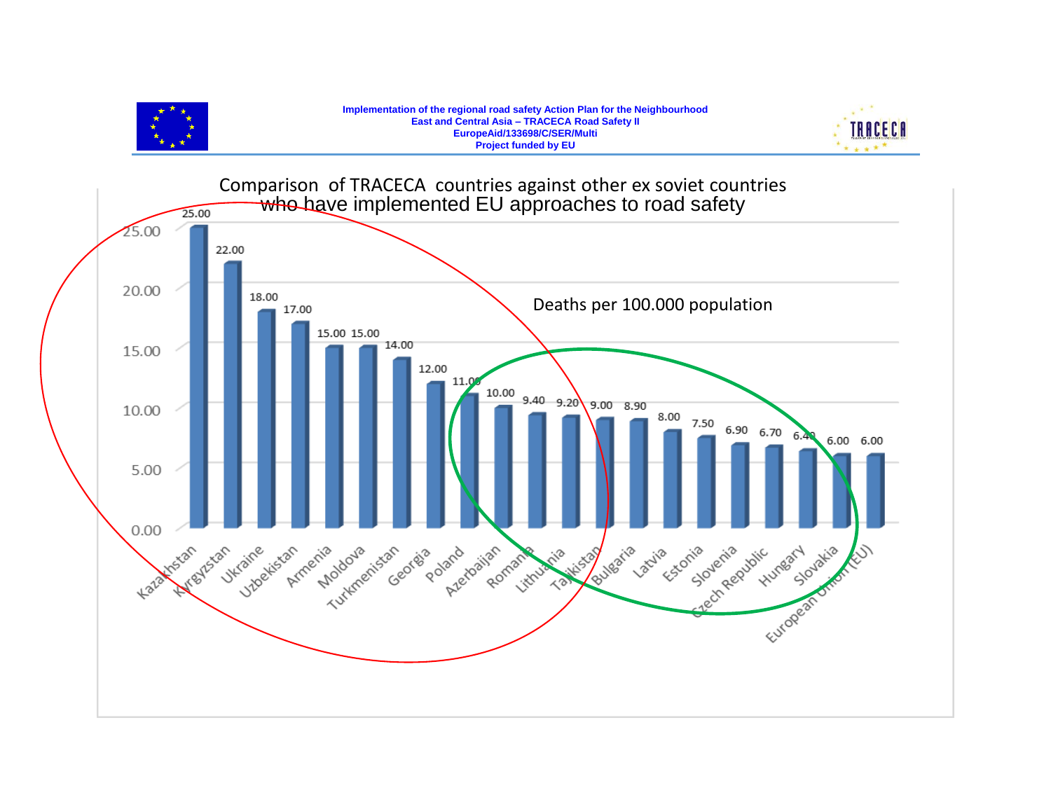Implementation of the regional road safety Action Plan for the Neighbourhood
East and Central Asia – TRACECA Road Safety II
EuropeAid/133698/C/SER/Multi
Project funded by EU

## Comparison of TRACECA countries against other ex soviet countries who have implemented EU approaches to road safety

Deaths per 100.000 population

| Country | Deaths per 100.000 population |
|---|---|
| Kazakhstan | 25.00 |
| Kyrgyzstan | 22.00 |
| Ukraine | 18.00 |
| Uzbekistan | 17.00 |
| Armenia | 15.00 |
| Moldova | 15.00 |
| Turkmenistan | 14.00 |
| Georgia | 12.00 |
| Poland | 11.00 |
| Azerbaijan | 10.00 |
| Romania | 9.40 |
| Lithuania | 9.20 |
| Tajikistan | 9.00 |
| Bulgaria | 8.90 |
| Latvia | 8.00 |
| Estonia | 7.50 |
| Slovenia | 6.90 |
| Czech Republic | 6.70 |
| Hungary | 6.40 |
| Slovakia | 6.00 |
| European Union (EU) | 6.00 |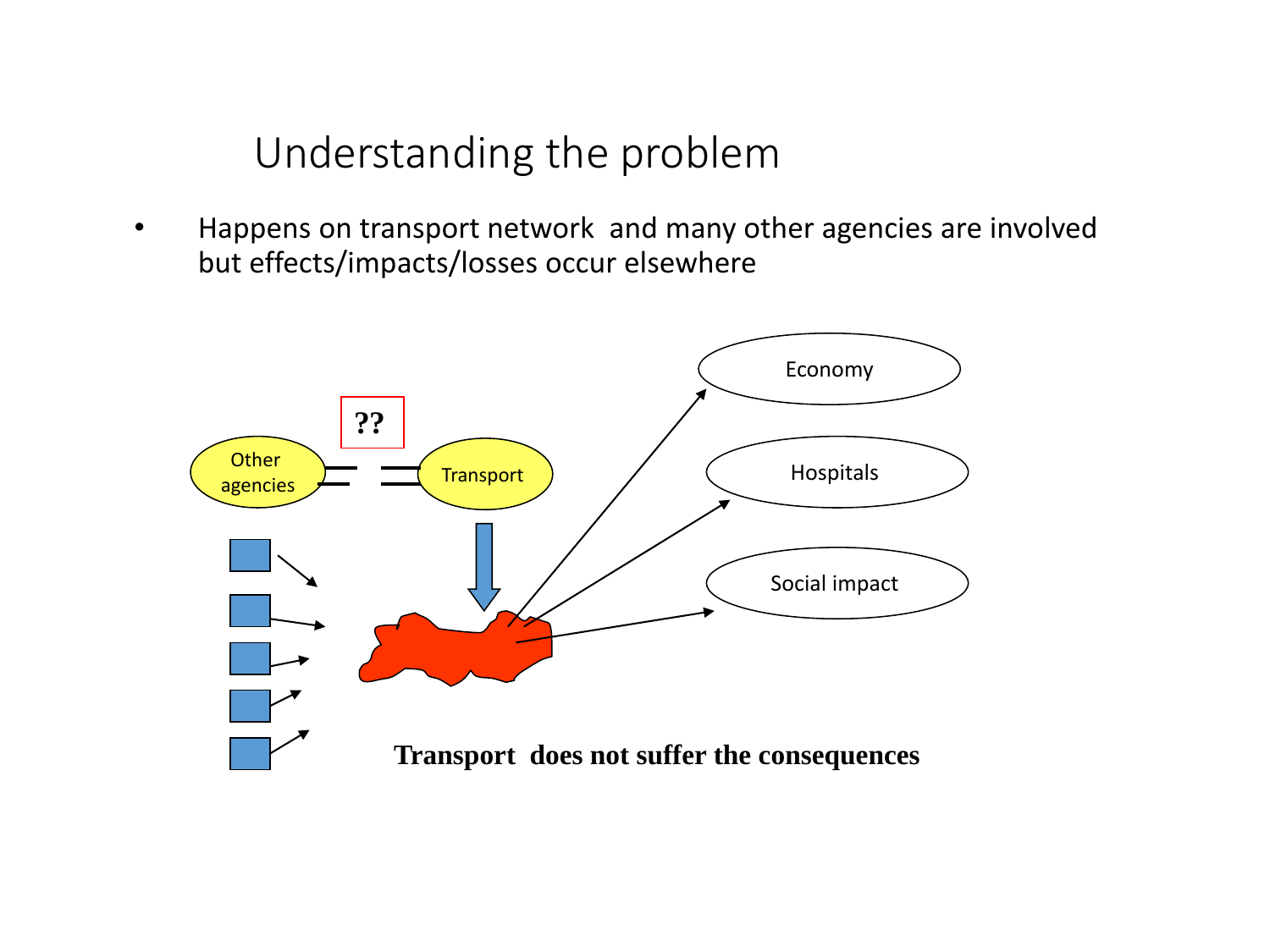# Understanding the problem

- Happens on transport network and many other agencies are involved but effects/impacts/losses occur elsewhere

Other agencies

??

Transport

Economy

Hospitals

Social impact

**Transport does not suffer the consequences**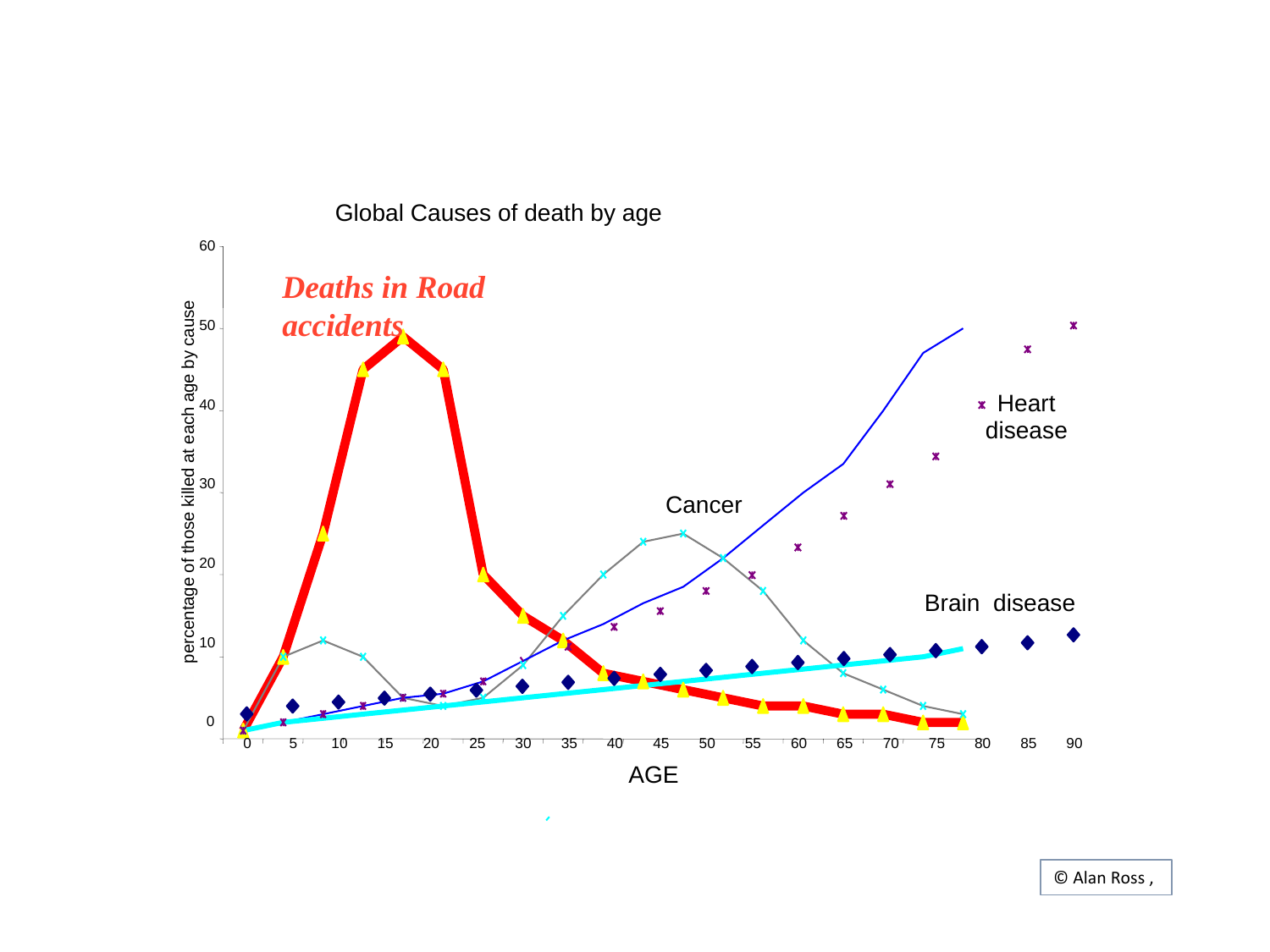Global Causes of death by age

*Deaths in Road accidents*

Cancer

Heart disease

Brain disease

percentage of those killed at each age by cause

AGE

© Alan Ross ,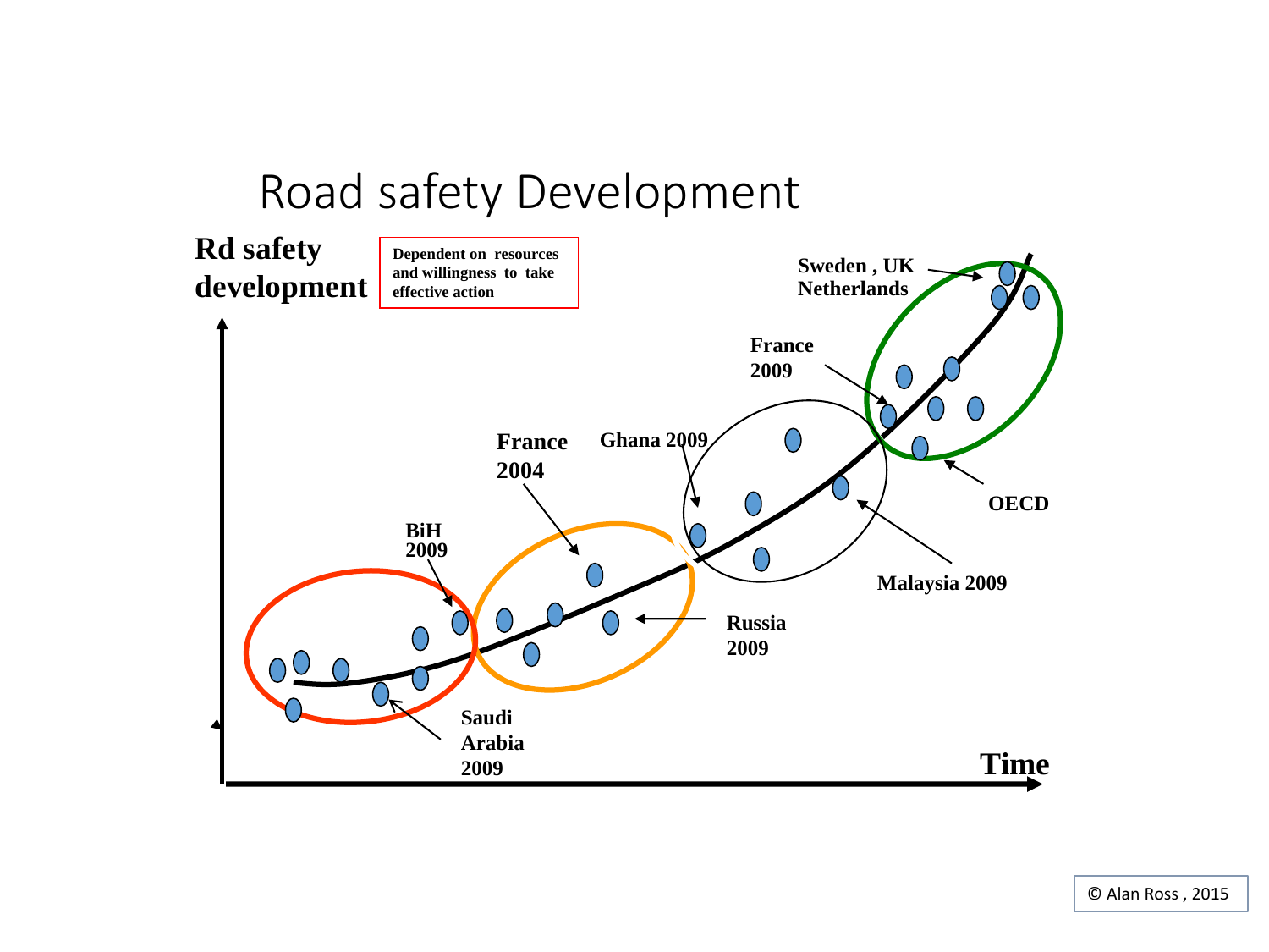# Road safety Development

Rd safety development

Dependent on resources and willingness to take effective action

Sweden , UK Netherlands

France 2009

France 2004

Ghana 2009

BiH 2009

OECD

Malaysia 2009

Russia 2009

Saudi Arabia 2009

Time

© Alan Ross , 2015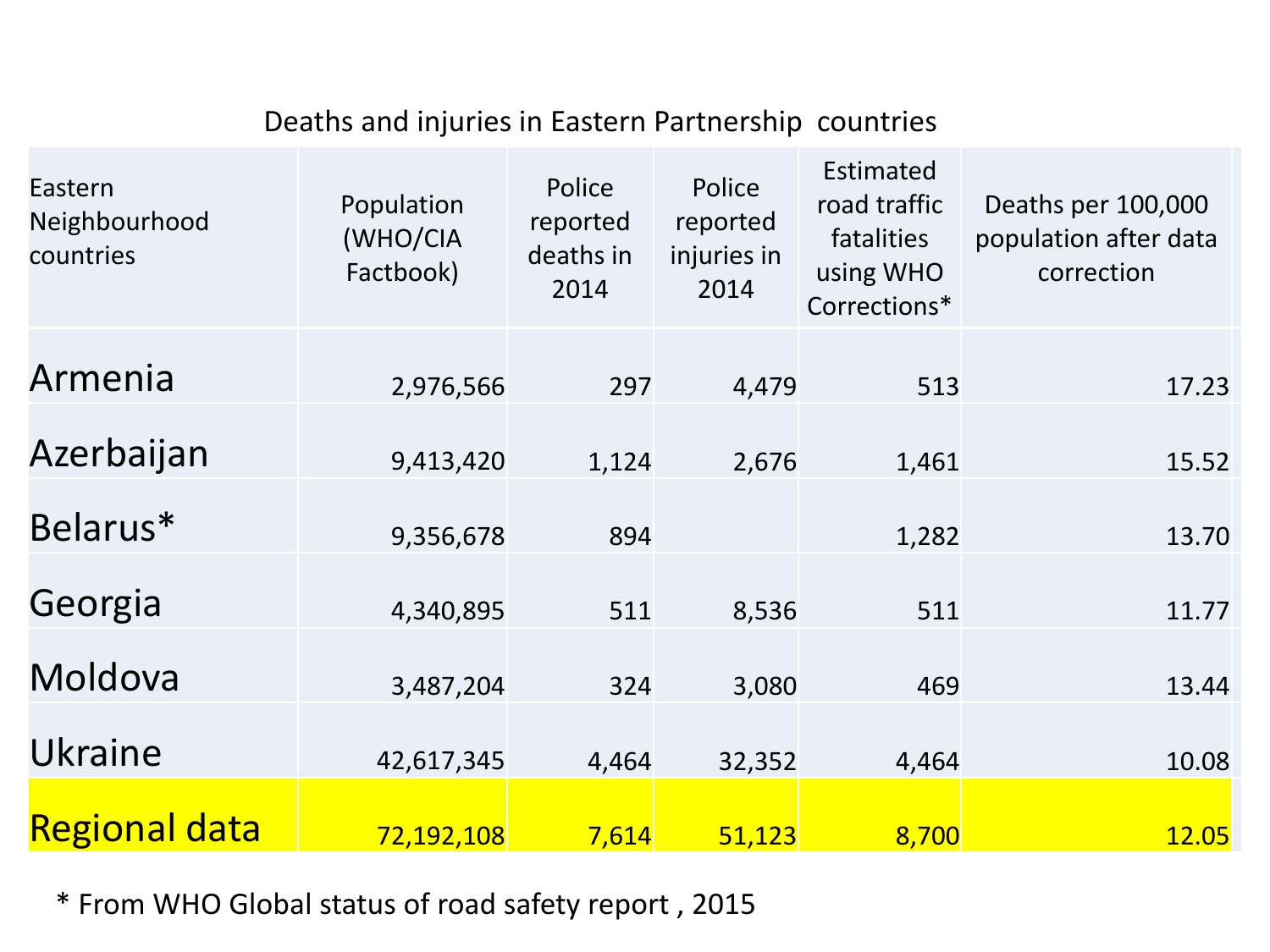Deaths and injuries in Eastern Partnership countries

| Eastern Neighbourhood countries | Population (WHO/CIA Factbook) | Police reported deaths in 2014 | Police reported injuries in 2014 | Estimated road traffic fatalities using WHO Corrections* | Deaths per 100,000 population after data correction |
|---|---|---|---|---|---|
| Armenia | 2,976,566 | 297 | 4,479 | 513 | 17.23 |
| Azerbaijan | 9,413,420 | 1,124 | 2,676 | 1,461 | 15.52 |
| Belarus* | 9,356,678 | 894 | | 1,282 | 13.70 |
| Georgia | 4,340,895 | 511 | 8,536 | 511 | 11.77 |
| Moldova | 3,487,204 | 324 | 3,080 | 469 | 13.44 |
| Ukraine | 42,617,345 | 4,464 | 32,352 | 4,464 | 10.08 |
| Regional data | 72,192,108 | 7,614 | 51,123 | 8,700 | 12.05 |

* From WHO Global status of road safety report , 2015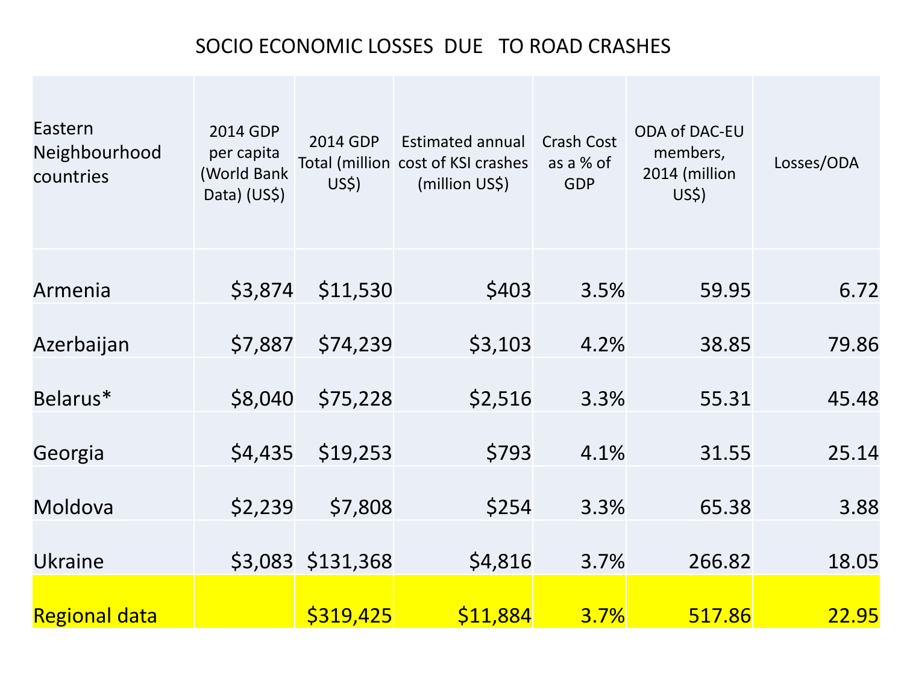# SOCIO ECONOMIC LOSSES DUE TO ROAD CRASHES

| Eastern Neighbourhood countries | 2014 GDP per capita (World Bank Data) (US$) | 2014 GDP Total (million US$) | Estimated annual cost of KSI crashes (million US$) | Crash Cost as a % of GDP | ODA of DAC-EU members, 2014 (million US$) | Losses/ODA |
|---|---|---|---|---|---|---|
| Armenia | $3,874 | $11,530 | $403 | 3.5% | 59.95 | 6.72 |
| Azerbaijan | $7,887 | $74,239 | $3,103 | 4.2% | 38.85 | 79.86 |
| Belarus* | $8,040 | $75,228 | $2,516 | 3.3% | 55.31 | 45.48 |
| Georgia | $4,435 | $19,253 | $793 | 4.1% | 31.55 | 25.14 |
| Moldova | $2,239 | $7,808 | $254 | 3.3% | 65.38 | 3.88 |
| Ukraine | $3,083 | $131,368 | $4,816 | 3.7% | 266.82 | 18.05 |
| Regional data | | $319,425 | $11,884 | 3.7% | 517.86 | 22.95 |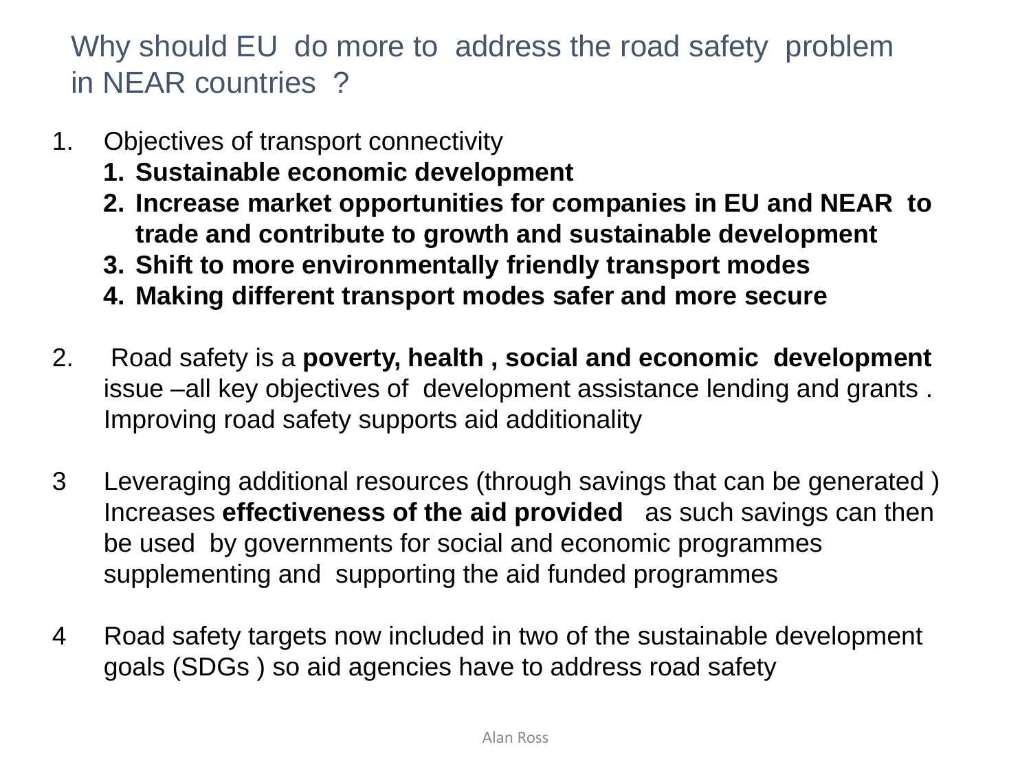# Why should EU do more to address the road safety problem in NEAR countries ?

1. Objectives of transport connectivity
   1. **Sustainable economic development**
   2. **Increase market opportunities for companies in EU and NEAR to trade and contribute to growth and sustainable development**
   3. **Shift to more environmentally friendly transport modes**
   4. **Making different transport modes safer and more secure**

2. Road safety is a **poverty, health , social and economic development** issue –all key objectives of development assistance lending and grants . Improving road safety supports aid additionality

3 Leveraging additional resources (through savings that can be generated ) Increases **effectiveness of the aid provided** as such savings can then be used by governments for social and economic programmes supplementing and supporting the aid funded programmes

4 Road safety targets now included in two of the sustainable development goals (SDGs ) so aid agencies have to address road safety

Alan Ross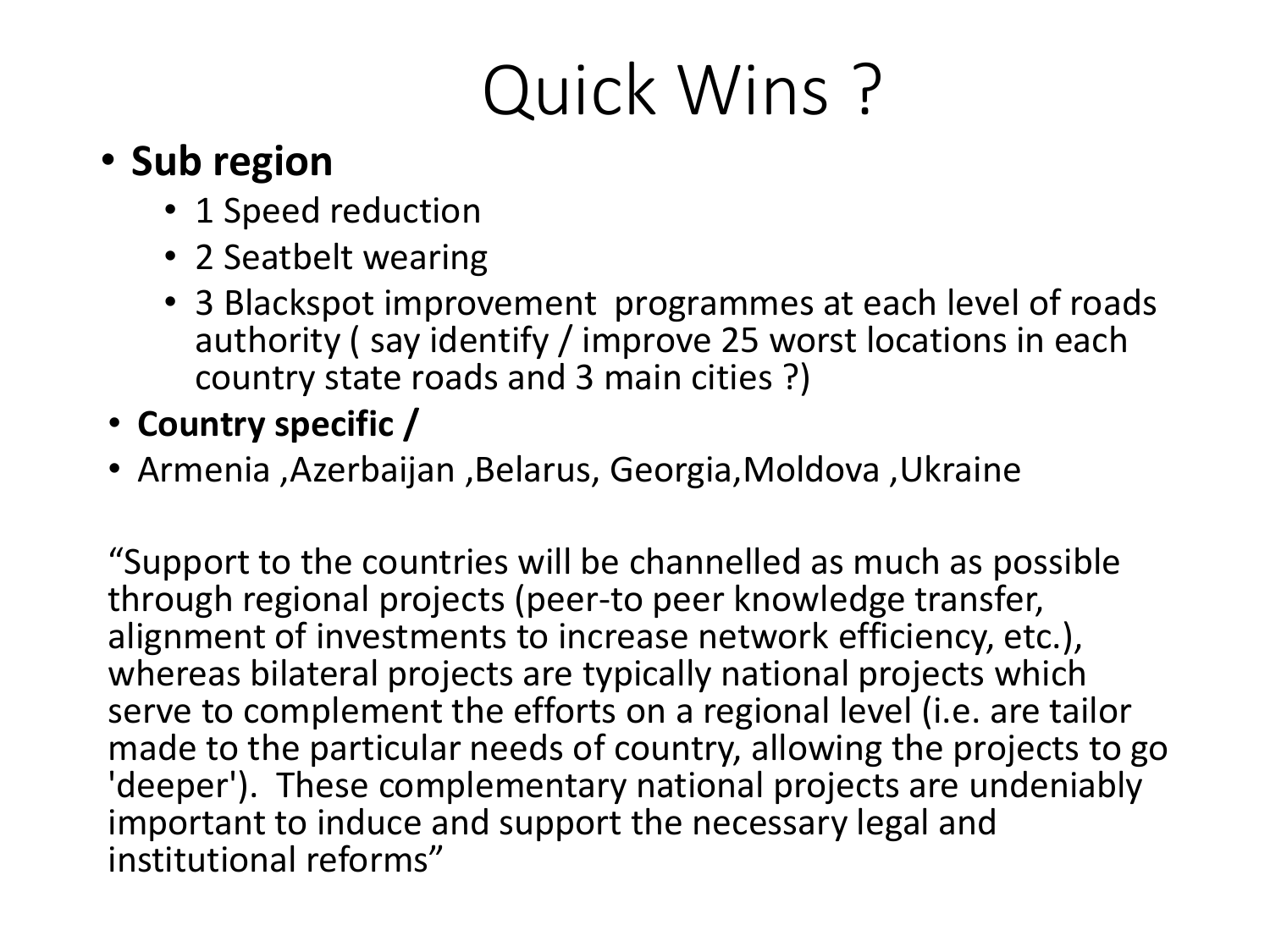# Quick Wins ?

- **Sub region**
  - 1 Speed reduction
  - 2 Seatbelt wearing
  - 3 Blackspot improvement programmes at each level of roads authority ( say identify / improve 25 worst locations in each country state roads and 3 main cities ?)
- **Country specific /**
- Armenia ,Azerbaijan ,Belarus, Georgia,Moldova ,Ukraine

"Support to the countries will be channelled as much as possible through regional projects (peer-to peer knowledge transfer, alignment of investments to increase network efficiency, etc.), whereas bilateral projects are typically national projects which serve to complement the efforts on a regional level (i.e. are tailor made to the particular needs of country, allowing the projects to go 'deeper'). These complementary national projects are undeniably important to induce and support the necessary legal and institutional reforms"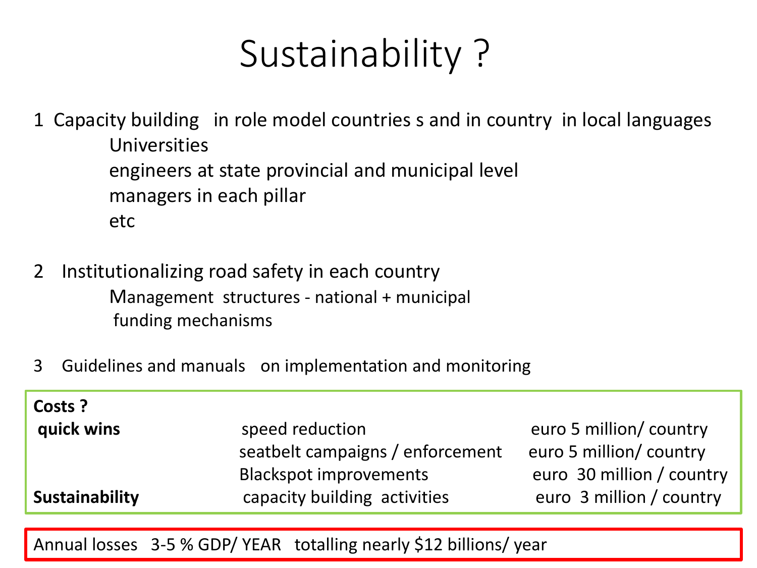# Sustainability ?

1 Capacity building in role model countries s and in country in local languages
   - Universities
   - engineers at state provincial and municipal level
   - managers in each pillar
   - etc

2 Institutionalizing road safety in each country
   - Management structures - national + municipal
   - funding mechanisms

3 Guidelines and manuals on implementation and monitoring

| **Costs ?** | | |
|---|---|---|
| **quick wins** | speed reduction | euro 5 million/ country |
| | seatbelt campaigns / enforcement | euro 5 million/ country |
| | Blackspot improvements | euro 30 million / country |
| **Sustainability** | capacity building activities | euro 3 million / country |

Annual losses 3-5 % GDP/ YEAR totalling nearly $12 billions/ year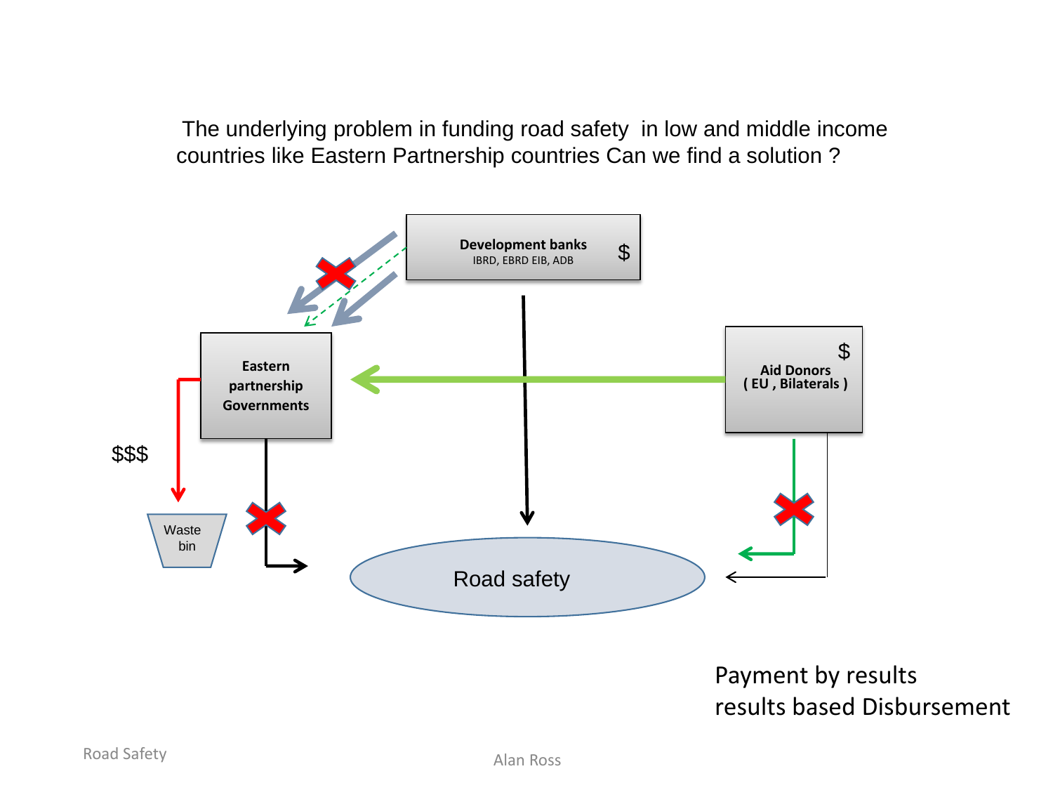The underlying problem in funding road safety in low and middle income countries like Eastern Partnership countries Can we find a solution ?

Development banks
IBRD, EBRD EIB, ADB
$

Eastern partnership Governments

Aid Donors
( EU , Bilaterals )
$

$$$

Waste bin

Road safety

Payment by results
results based Disbursement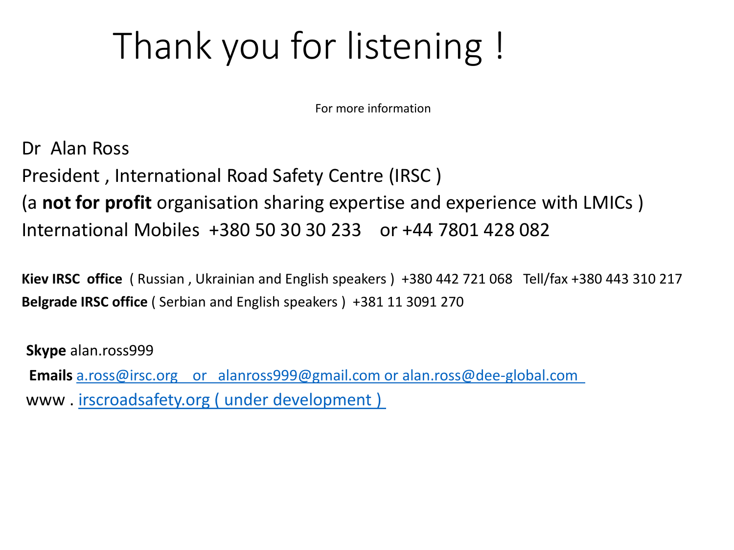# Thank you for listening !

For more information

Dr Alan Ross

President , International Road Safety Centre (IRSC )

(a **not for profit** organisation sharing expertise and experience with LMICs )

International Mobiles +380 50 30 30 233 or +44 7801 428 082

**Kiev IRSC office** ( Russian , Ukrainian and English speakers ) +380 442 721 068 Tell/fax +380 443 310 217

**Belgrade IRSC office** ( Serbian and English speakers ) +381 11 3091 270

**Skype** alan.ross999

**Emails** a.ross@irsc.org or alanross999@gmail.com or alan.ross@dee-global.com

www . irscroadsafety.org ( under development )